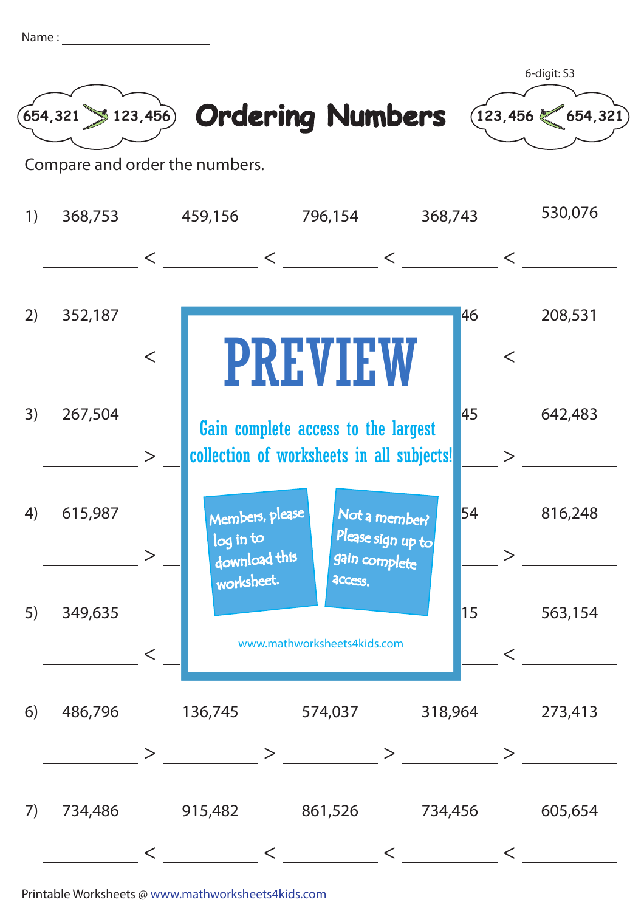Name : ____________________

6-digit: S3

# Ordering Numbers

654,321 > 123,456 &nbsp;&nbsp;&nbsp;&nbsp; 123,456 < 654,321

Compare and order the numbers.

1) 368,753 &nbsp;&nbsp; 459,156 &nbsp;&nbsp; 796,154 &nbsp;&nbsp; 368,743 &nbsp;&nbsp; 530,076

_________ < _________ < _________ < _________ < _________

2) 352,187 &nbsp;&nbsp; ... 46 &nbsp;&nbsp; 208,531

_________ < _________ < _________ < _________ < _________

3) 267,504 &nbsp;&nbsp; ... 45 &nbsp;&nbsp; 642,483

_________ > _________ > _________ > _________ > _________

4) 615,987 &nbsp;&nbsp; ... 54 &nbsp;&nbsp; 816,248

_________ > _________ > _________ > _________ > _________

5) 349,635 &nbsp;&nbsp; ... 15 &nbsp;&nbsp; 563,154

_________ < _________ < _________ < _________ < _________

PREVIEW

Gain complete access to the largest collection of worksheets in all subjects!

Members, please log in to download this worksheet.

Not a member? Please sign up to gain complete access.

www.mathworksheets4kids.com

6) 486,796 &nbsp;&nbsp; 136,745 &nbsp;&nbsp; 574,037 &nbsp;&nbsp; 318,964 &nbsp;&nbsp; 273,413

_________ > _________ > _________ > _________ > _________

7) 734,486 &nbsp;&nbsp; 915,482 &nbsp;&nbsp; 861,526 &nbsp;&nbsp; 734,456 &nbsp;&nbsp; 605,654

_________ < _________ < _________ < _________ < _________

Printable Worksheets @ www.mathworksheets4kids.com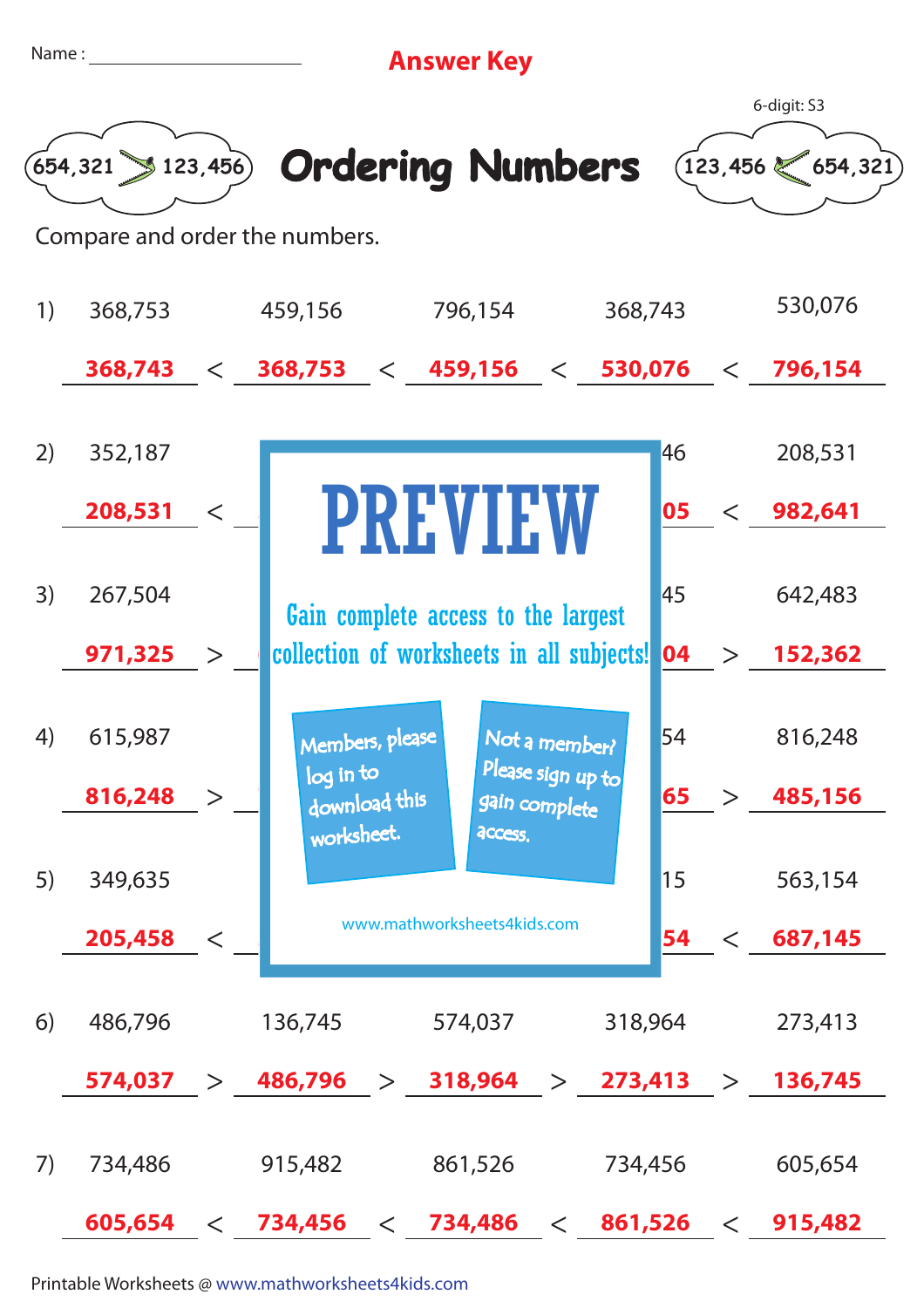Name : ____________________

**Answer Key**

6-digit: S3

654,321 > 123,456

# Ordering Numbers

123,456 < 654,321

Compare and order the numbers.

1) 368,753 459,156 796,154 368,743 530,076

**368,743** < **368,753** < **459,156** < **530,076** < **796,154**

2) 352,187 ... 46 208,531

**208,531** < ... **05** < **982,641**

3) 267,504 ... 45 642,483

**971,325** > ... **04** > **152,362**

4) 615,987 ... 54 816,248

**816,248** > ... **65** > **485,156**

5) 349,635 ... 15 563,154

**205,458** < ... **54** < **687,145**

PREVIEW

Gain complete access to the largest collection of worksheets in all subjects!

Members, please log in to download this worksheet.

Not a member? Please sign up to gain complete access.

www.mathworksheets4kids.com

6) 486,796 136,745 574,037 318,964 273,413

**574,037** > **486,796** > **318,964** > **273,413** > **136,745**

7) 734,486 915,482 861,526 734,456 605,654

**605,654** < **734,456** < **734,486** < **861,526** < **915,482**

Printable Worksheets @ www.mathworksheets4kids.com